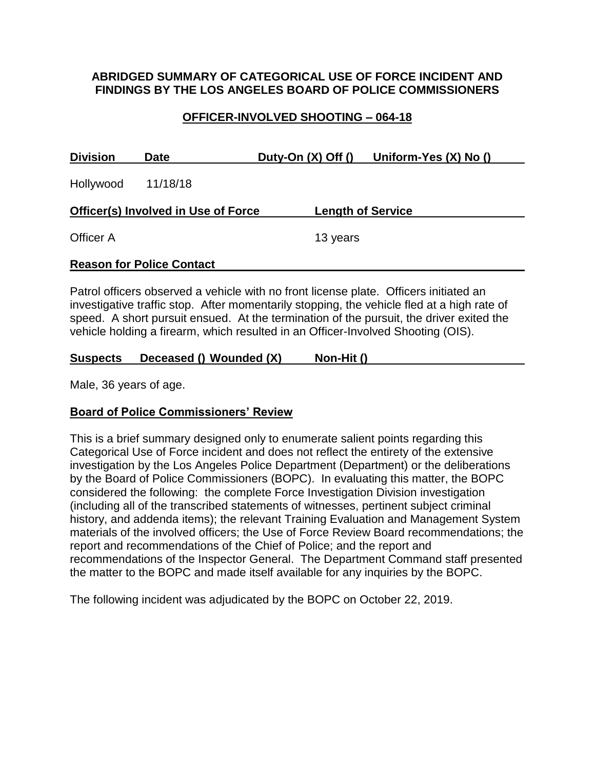# ABRIDGED SUMMARY OF CATEGORICAL USE OF FORCE INCIDENT AND FINDINGS BY THE LOS ANGELES BOARD OF POLICE COMMISSIONERS

## OFFICER-INVOLVED SHOOTING – 064-18

| Division | Date | Duty-On (X) Off () | Uniform-Yes (X) No () |
|---|---|---|---|
| Hollywood | 11/18/18 | | |

| Officer(s) Involved in Use of Force | Length of Service |
|---|---|
| Officer A | 13 years |

**Reason for Police Contact**

Patrol officers observed a vehicle with no front license plate. Officers initiated an investigative traffic stop. After momentarily stopping, the vehicle fled at a high rate of speed. A short pursuit ensued. At the termination of the pursuit, the driver exited the vehicle holding a firearm, which resulted in an Officer-Involved Shooting (OIS).

**Suspects Deceased () Wounded (X) Non-Hit ()**

Male, 36 years of age.

**Board of Police Commissioners' Review**

This is a brief summary designed only to enumerate salient points regarding this Categorical Use of Force incident and does not reflect the entirety of the extensive investigation by the Los Angeles Police Department (Department) or the deliberations by the Board of Police Commissioners (BOPC). In evaluating this matter, the BOPC considered the following: the complete Force Investigation Division investigation (including all of the transcribed statements of witnesses, pertinent subject criminal history, and addenda items); the relevant Training Evaluation and Management System materials of the involved officers; the Use of Force Review Board recommendations; the report and recommendations of the Chief of Police; and the report and recommendations of the Inspector General. The Department Command staff presented the matter to the BOPC and made itself available for any inquiries by the BOPC.

The following incident was adjudicated by the BOPC on October 22, 2019.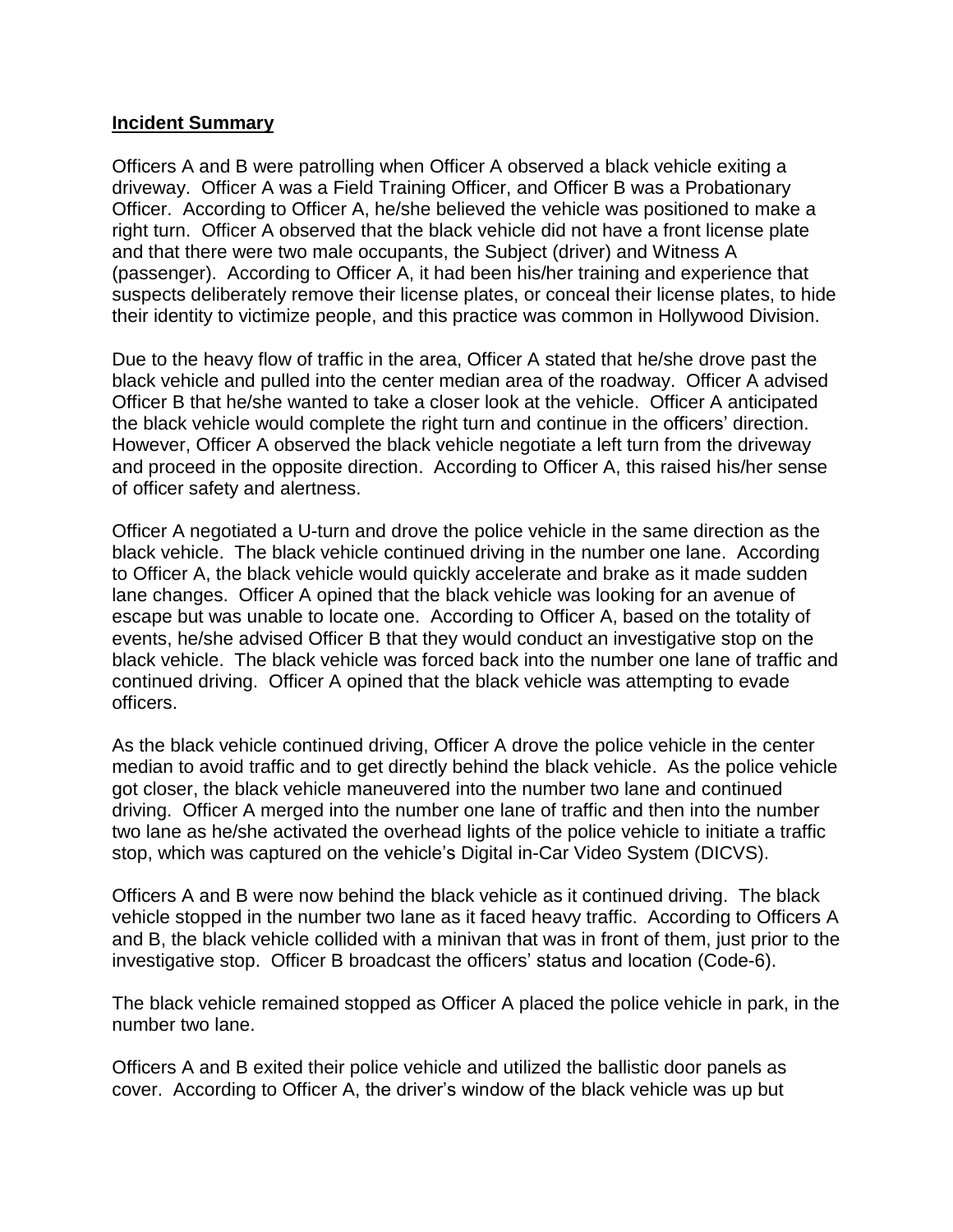## **Incident Summary**

Officers A and B were patrolling when Officer A observed a black vehicle exiting a driveway. Officer A was a Field Training Officer, and Officer B was a Probationary Officer. According to Officer A, he/she believed the vehicle was positioned to make a right turn. Officer A observed that the black vehicle did not have a front license plate and that there were two male occupants, the Subject (driver) and Witness A (passenger). According to Officer A, it had been his/her training and experience that suspects deliberately remove their license plates, or conceal their license plates, to hide their identity to victimize people, and this practice was common in Hollywood Division.

Due to the heavy flow of traffic in the area, Officer A stated that he/she drove past the black vehicle and pulled into the center median area of the roadway. Officer A advised Officer B that he/she wanted to take a closer look at the vehicle. Officer A anticipated the black vehicle would complete the right turn and continue in the officers' direction. However, Officer A observed the black vehicle negotiate a left turn from the driveway and proceed in the opposite direction. According to Officer A, this raised his/her sense of officer safety and alertness.

Officer A negotiated a U-turn and drove the police vehicle in the same direction as the black vehicle. The black vehicle continued driving in the number one lane. According to Officer A, the black vehicle would quickly accelerate and brake as it made sudden lane changes. Officer A opined that the black vehicle was looking for an avenue of escape but was unable to locate one. According to Officer A, based on the totality of events, he/she advised Officer B that they would conduct an investigative stop on the black vehicle. The black vehicle was forced back into the number one lane of traffic and continued driving. Officer A opined that the black vehicle was attempting to evade officers.

As the black vehicle continued driving, Officer A drove the police vehicle in the center median to avoid traffic and to get directly behind the black vehicle. As the police vehicle got closer, the black vehicle maneuvered into the number two lane and continued driving. Officer A merged into the number one lane of traffic and then into the number two lane as he/she activated the overhead lights of the police vehicle to initiate a traffic stop, which was captured on the vehicle's Digital in-Car Video System (DICVS).

Officers A and B were now behind the black vehicle as it continued driving. The black vehicle stopped in the number two lane as it faced heavy traffic. According to Officers A and B, the black vehicle collided with a minivan that was in front of them, just prior to the investigative stop. Officer B broadcast the officers' status and location (Code-6).

The black vehicle remained stopped as Officer A placed the police vehicle in park, in the number two lane.

Officers A and B exited their police vehicle and utilized the ballistic door panels as cover. According to Officer A, the driver's window of the black vehicle was up but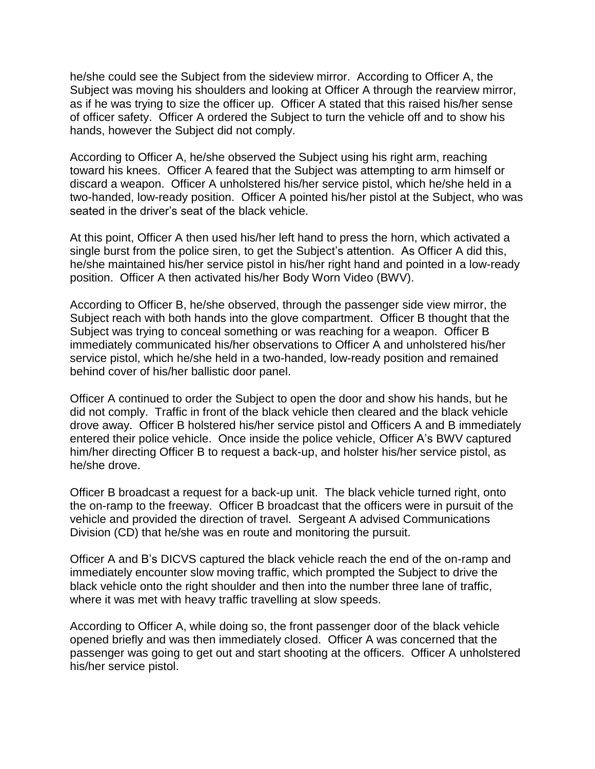he/she could see the Subject from the sideview mirror. According to Officer A, the Subject was moving his shoulders and looking at Officer A through the rearview mirror, as if he was trying to size the officer up. Officer A stated that this raised his/her sense of officer safety. Officer A ordered the Subject to turn the vehicle off and to show his hands, however the Subject did not comply.

According to Officer A, he/she observed the Subject using his right arm, reaching toward his knees. Officer A feared that the Subject was attempting to arm himself or discard a weapon. Officer A unholstered his/her service pistol, which he/she held in a two-handed, low-ready position. Officer A pointed his/her pistol at the Subject, who was seated in the driver's seat of the black vehicle.

At this point, Officer A then used his/her left hand to press the horn, which activated a single burst from the police siren, to get the Subject's attention. As Officer A did this, he/she maintained his/her service pistol in his/her right hand and pointed in a low-ready position. Officer A then activated his/her Body Worn Video (BWV).

According to Officer B, he/she observed, through the passenger side view mirror, the Subject reach with both hands into the glove compartment. Officer B thought that the Subject was trying to conceal something or was reaching for a weapon. Officer B immediately communicated his/her observations to Officer A and unholstered his/her service pistol, which he/she held in a two-handed, low-ready position and remained behind cover of his/her ballistic door panel.

Officer A continued to order the Subject to open the door and show his hands, but he did not comply. Traffic in front of the black vehicle then cleared and the black vehicle drove away. Officer B holstered his/her service pistol and Officers A and B immediately entered their police vehicle. Once inside the police vehicle, Officer A's BWV captured him/her directing Officer B to request a back-up, and holster his/her service pistol, as he/she drove.

Officer B broadcast a request for a back-up unit. The black vehicle turned right, onto the on-ramp to the freeway. Officer B broadcast that the officers were in pursuit of the vehicle and provided the direction of travel. Sergeant A advised Communications Division (CD) that he/she was en route and monitoring the pursuit.

Officer A and B's DICVS captured the black vehicle reach the end of the on-ramp and immediately encounter slow moving traffic, which prompted the Subject to drive the black vehicle onto the right shoulder and then into the number three lane of traffic, where it was met with heavy traffic travelling at slow speeds.

According to Officer A, while doing so, the front passenger door of the black vehicle opened briefly and was then immediately closed. Officer A was concerned that the passenger was going to get out and start shooting at the officers. Officer A unholstered his/her service pistol.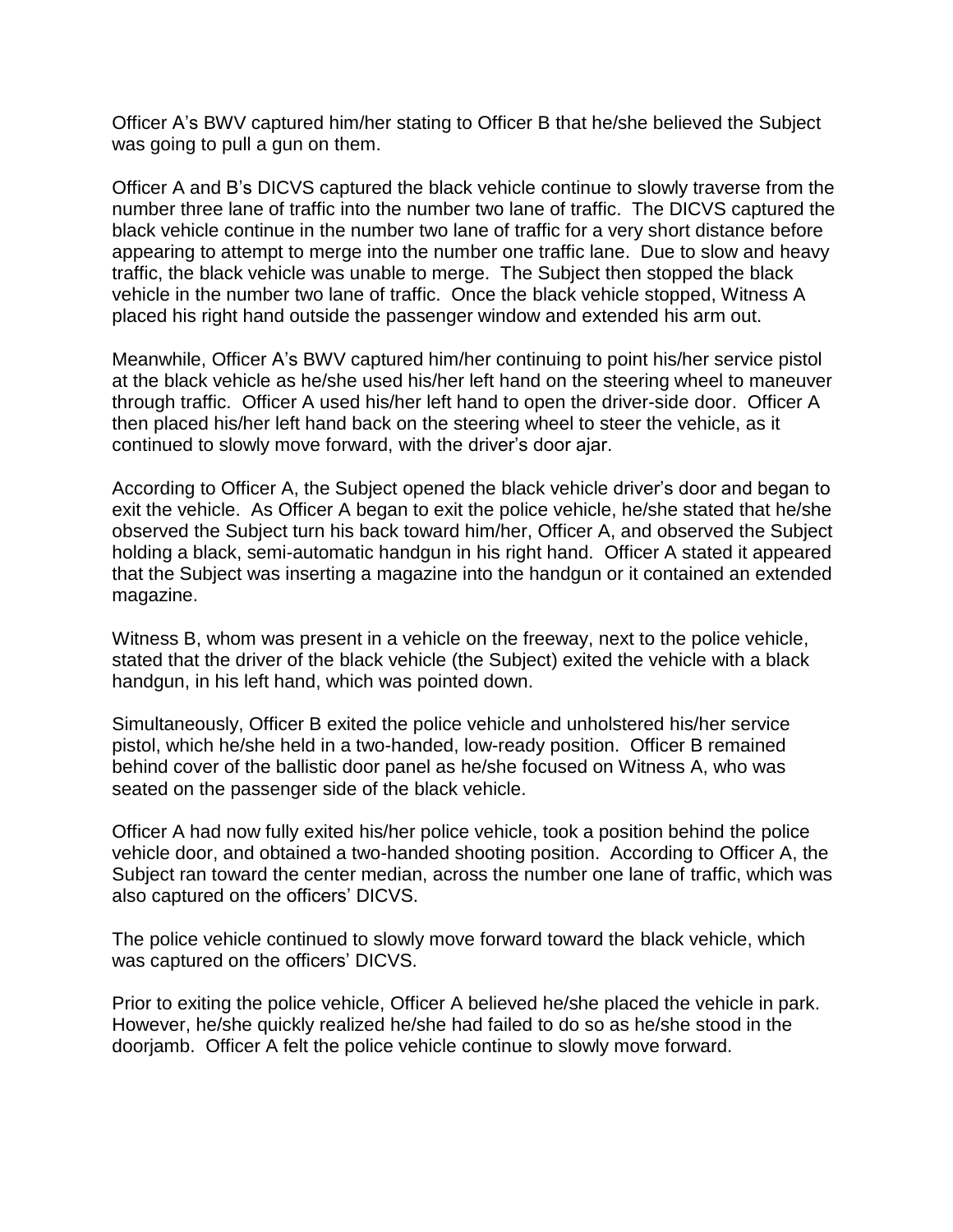Officer A's BWV captured him/her stating to Officer B that he/she believed the Subject was going to pull a gun on them.

Officer A and B's DICVS captured the black vehicle continue to slowly traverse from the number three lane of traffic into the number two lane of traffic. The DICVS captured the black vehicle continue in the number two lane of traffic for a very short distance before appearing to attempt to merge into the number one traffic lane. Due to slow and heavy traffic, the black vehicle was unable to merge. The Subject then stopped the black vehicle in the number two lane of traffic. Once the black vehicle stopped, Witness A placed his right hand outside the passenger window and extended his arm out.

Meanwhile, Officer A's BWV captured him/her continuing to point his/her service pistol at the black vehicle as he/she used his/her left hand on the steering wheel to maneuver through traffic. Officer A used his/her left hand to open the driver-side door. Officer A then placed his/her left hand back on the steering wheel to steer the vehicle, as it continued to slowly move forward, with the driver's door ajar.

According to Officer A, the Subject opened the black vehicle driver's door and began to exit the vehicle. As Officer A began to exit the police vehicle, he/she stated that he/she observed the Subject turn his back toward him/her, Officer A, and observed the Subject holding a black, semi-automatic handgun in his right hand. Officer A stated it appeared that the Subject was inserting a magazine into the handgun or it contained an extended magazine.

Witness B, whom was present in a vehicle on the freeway, next to the police vehicle, stated that the driver of the black vehicle (the Subject) exited the vehicle with a black handgun, in his left hand, which was pointed down.

Simultaneously, Officer B exited the police vehicle and unholstered his/her service pistol, which he/she held in a two-handed, low-ready position. Officer B remained behind cover of the ballistic door panel as he/she focused on Witness A, who was seated on the passenger side of the black vehicle.

Officer A had now fully exited his/her police vehicle, took a position behind the police vehicle door, and obtained a two-handed shooting position. According to Officer A, the Subject ran toward the center median, across the number one lane of traffic, which was also captured on the officers' DICVS.

The police vehicle continued to slowly move forward toward the black vehicle, which was captured on the officers' DICVS.

Prior to exiting the police vehicle, Officer A believed he/she placed the vehicle in park. However, he/she quickly realized he/she had failed to do so as he/she stood in the doorjamb. Officer A felt the police vehicle continue to slowly move forward.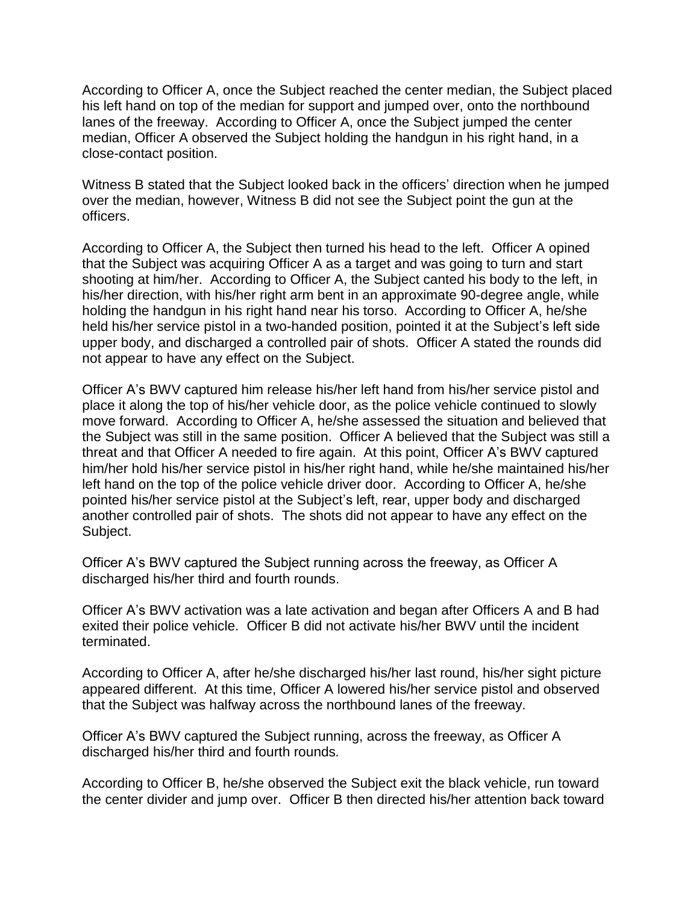According to Officer A, once the Subject reached the center median, the Subject placed his left hand on top of the median for support and jumped over, onto the northbound lanes of the freeway. According to Officer A, once the Subject jumped the center median, Officer A observed the Subject holding the handgun in his right hand, in a close-contact position.

Witness B stated that the Subject looked back in the officers' direction when he jumped over the median, however, Witness B did not see the Subject point the gun at the officers.

According to Officer A, the Subject then turned his head to the left. Officer A opined that the Subject was acquiring Officer A as a target and was going to turn and start shooting at him/her. According to Officer A, the Subject canted his body to the left, in his/her direction, with his/her right arm bent in an approximate 90-degree angle, while holding the handgun in his right hand near his torso. According to Officer A, he/she held his/her service pistol in a two-handed position, pointed it at the Subject's left side upper body, and discharged a controlled pair of shots. Officer A stated the rounds did not appear to have any effect on the Subject.

Officer A's BWV captured him release his/her left hand from his/her service pistol and place it along the top of his/her vehicle door, as the police vehicle continued to slowly move forward. According to Officer A, he/she assessed the situation and believed that the Subject was still in the same position. Officer A believed that the Subject was still a threat and that Officer A needed to fire again. At this point, Officer A's BWV captured him/her hold his/her service pistol in his/her right hand, while he/she maintained his/her left hand on the top of the police vehicle driver door. According to Officer A, he/she pointed his/her service pistol at the Subject's left, rear, upper body and discharged another controlled pair of shots. The shots did not appear to have any effect on the Subject.

Officer A's BWV captured the Subject running across the freeway, as Officer A discharged his/her third and fourth rounds.

Officer A's BWV activation was a late activation and began after Officers A and B had exited their police vehicle. Officer B did not activate his/her BWV until the incident terminated.

According to Officer A, after he/she discharged his/her last round, his/her sight picture appeared different. At this time, Officer A lowered his/her service pistol and observed that the Subject was halfway across the northbound lanes of the freeway.

Officer A's BWV captured the Subject running, across the freeway, as Officer A discharged his/her third and fourth rounds.

According to Officer B, he/she observed the Subject exit the black vehicle, run toward the center divider and jump over. Officer B then directed his/her attention back toward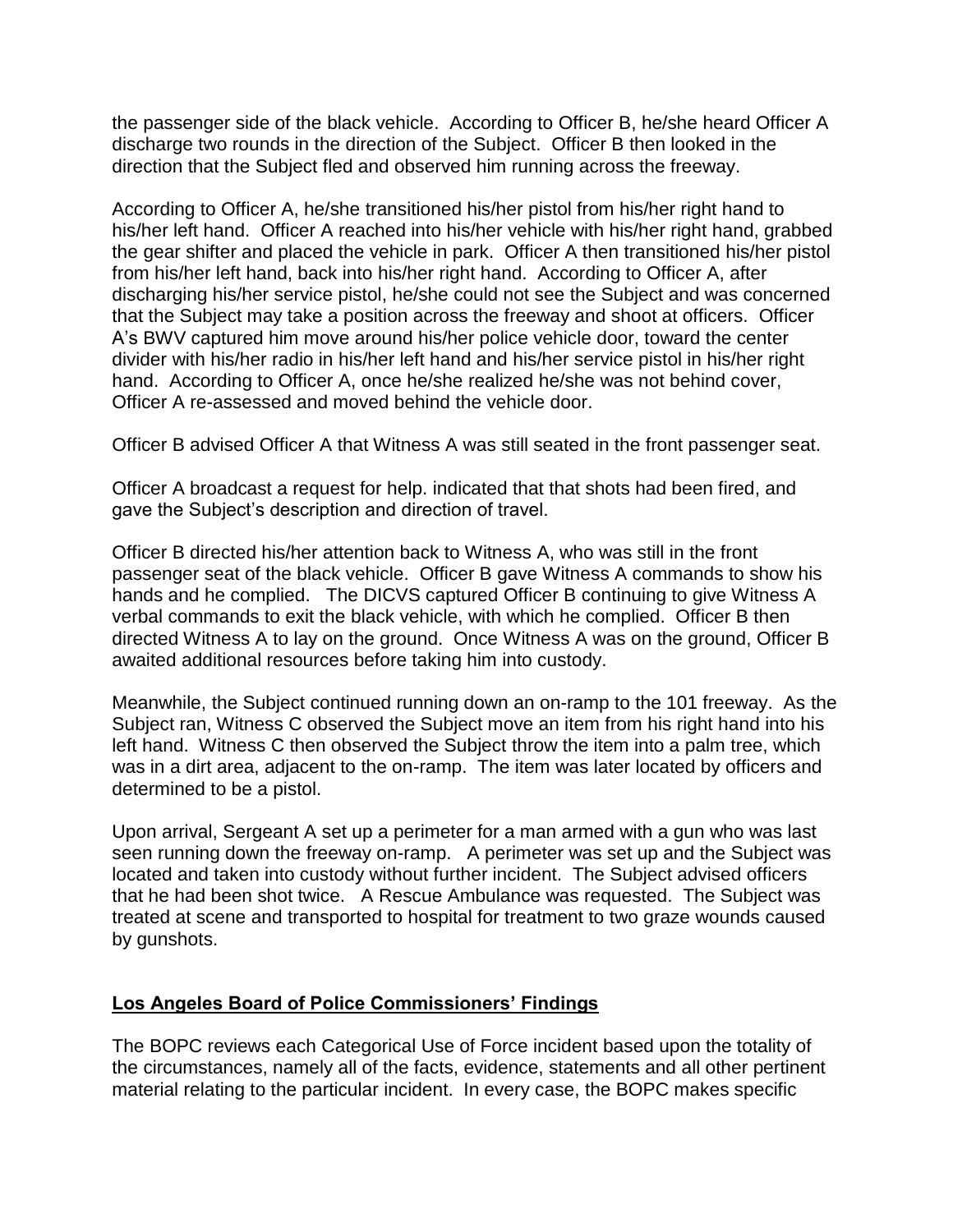the passenger side of the black vehicle. According to Officer B, he/she heard Officer A discharge two rounds in the direction of the Subject. Officer B then looked in the direction that the Subject fled and observed him running across the freeway.

According to Officer A, he/she transitioned his/her pistol from his/her right hand to his/her left hand. Officer A reached into his/her vehicle with his/her right hand, grabbed the gear shifter and placed the vehicle in park. Officer A then transitioned his/her pistol from his/her left hand, back into his/her right hand. According to Officer A, after discharging his/her service pistol, he/she could not see the Subject and was concerned that the Subject may take a position across the freeway and shoot at officers. Officer A's BWV captured him move around his/her police vehicle door, toward the center divider with his/her radio in his/her left hand and his/her service pistol in his/her right hand. According to Officer A, once he/she realized he/she was not behind cover, Officer A re-assessed and moved behind the vehicle door.

Officer B advised Officer A that Witness A was still seated in the front passenger seat.

Officer A broadcast a request for help. indicated that that shots had been fired, and gave the Subject's description and direction of travel.

Officer B directed his/her attention back to Witness A, who was still in the front passenger seat of the black vehicle. Officer B gave Witness A commands to show his hands and he complied. The DICVS captured Officer B continuing to give Witness A verbal commands to exit the black vehicle, with which he complied. Officer B then directed Witness A to lay on the ground. Once Witness A was on the ground, Officer B awaited additional resources before taking him into custody.

Meanwhile, the Subject continued running down an on-ramp to the 101 freeway. As the Subject ran, Witness C observed the Subject move an item from his right hand into his left hand. Witness C then observed the Subject throw the item into a palm tree, which was in a dirt area, adjacent to the on-ramp. The item was later located by officers and determined to be a pistol.

Upon arrival, Sergeant A set up a perimeter for a man armed with a gun who was last seen running down the freeway on-ramp. A perimeter was set up and the Subject was located and taken into custody without further incident. The Subject advised officers that he had been shot twice. A Rescue Ambulance was requested. The Subject was treated at scene and transported to hospital for treatment to two graze wounds caused by gunshots.

## Los Angeles Board of Police Commissioners' Findings

The BOPC reviews each Categorical Use of Force incident based upon the totality of the circumstances, namely all of the facts, evidence, statements and all other pertinent material relating to the particular incident. In every case, the BOPC makes specific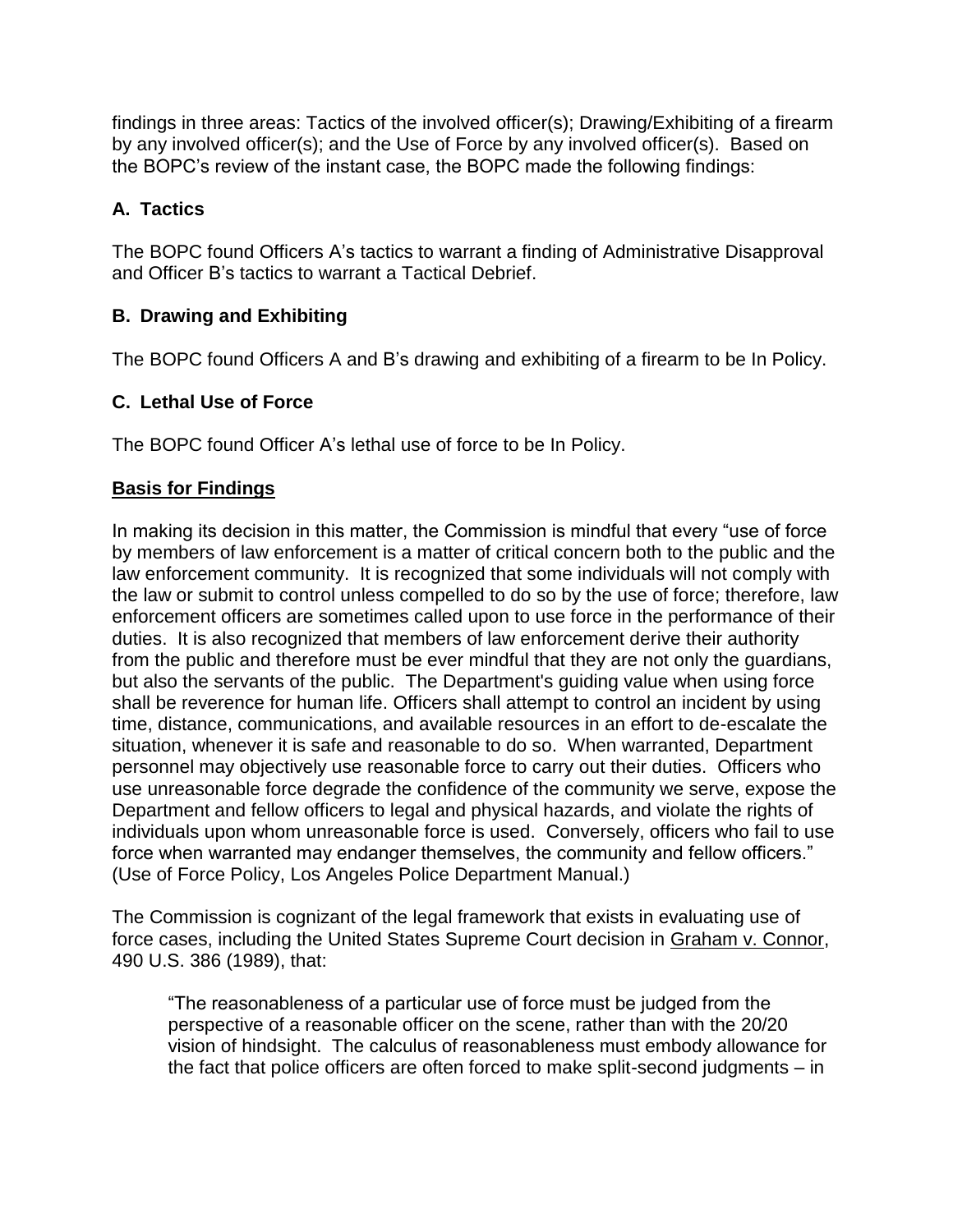findings in three areas: Tactics of the involved officer(s); Drawing/Exhibiting of a firearm by any involved officer(s); and the Use of Force by any involved officer(s). Based on the BOPC's review of the instant case, the BOPC made the following findings:

### A. Tactics

The BOPC found Officers A's tactics to warrant a finding of Administrative Disapproval and Officer B's tactics to warrant a Tactical Debrief.

### B. Drawing and Exhibiting

The BOPC found Officers A and B's drawing and exhibiting of a firearm to be In Policy.

### C. Lethal Use of Force

The BOPC found Officer A's lethal use of force to be In Policy.

### Basis for Findings

In making its decision in this matter, the Commission is mindful that every "use of force by members of law enforcement is a matter of critical concern both to the public and the law enforcement community. It is recognized that some individuals will not comply with the law or submit to control unless compelled to do so by the use of force; therefore, law enforcement officers are sometimes called upon to use force in the performance of their duties. It is also recognized that members of law enforcement derive their authority from the public and therefore must be ever mindful that they are not only the guardians, but also the servants of the public. The Department's guiding value when using force shall be reverence for human life. Officers shall attempt to control an incident by using time, distance, communications, and available resources in an effort to de-escalate the situation, whenever it is safe and reasonable to do so. When warranted, Department personnel may objectively use reasonable force to carry out their duties. Officers who use unreasonable force degrade the confidence of the community we serve, expose the Department and fellow officers to legal and physical hazards, and violate the rights of individuals upon whom unreasonable force is used. Conversely, officers who fail to use force when warranted may endanger themselves, the community and fellow officers." (Use of Force Policy, Los Angeles Police Department Manual.)

The Commission is cognizant of the legal framework that exists in evaluating use of force cases, including the United States Supreme Court decision in Graham v. Connor, 490 U.S. 386 (1989), that:

> "The reasonableness of a particular use of force must be judged from the perspective of a reasonable officer on the scene, rather than with the 20/20 vision of hindsight. The calculus of reasonableness must embody allowance for the fact that police officers are often forced to make split-second judgments – in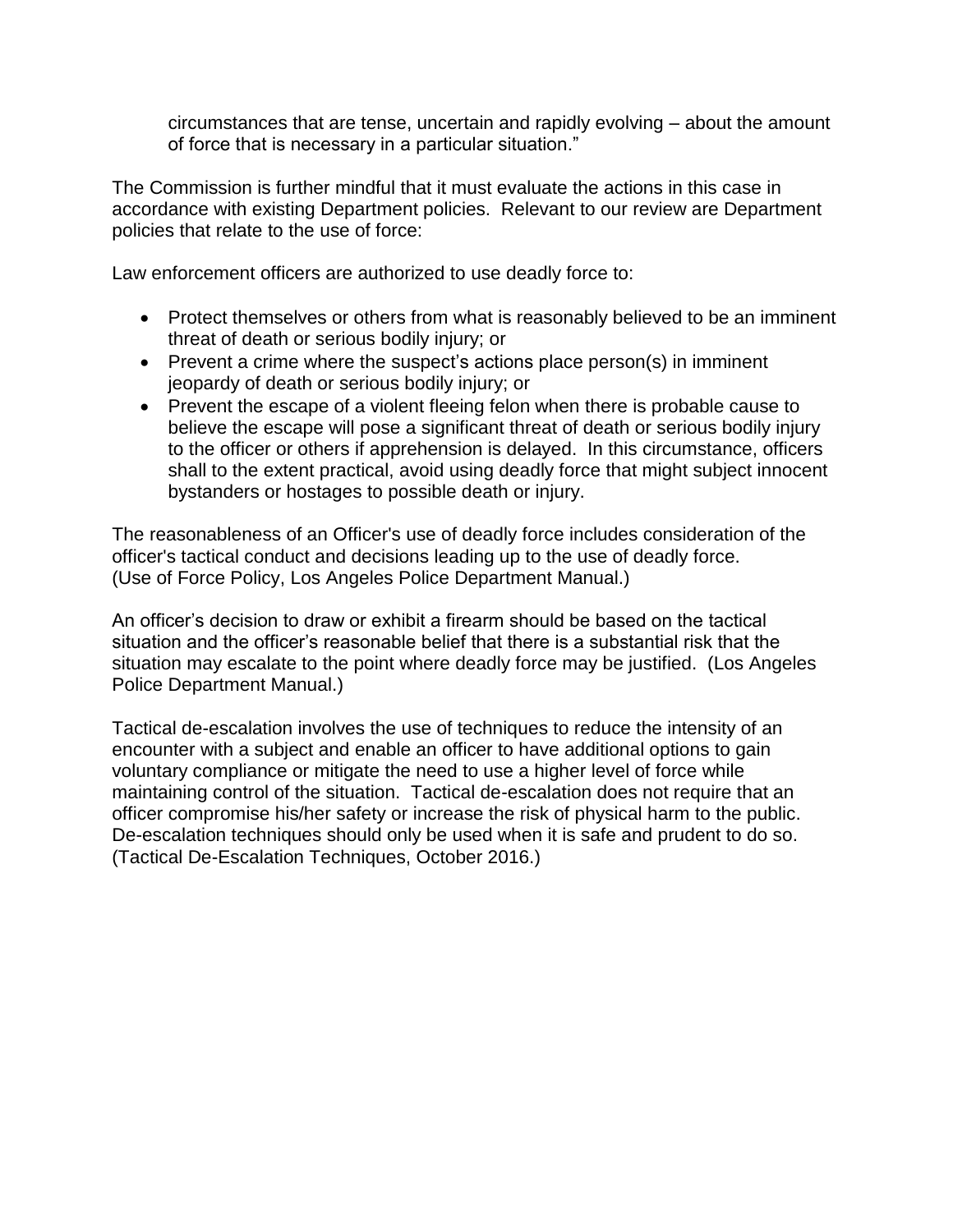circumstances that are tense, uncertain and rapidly evolving – about the amount of force that is necessary in a particular situation."

The Commission is further mindful that it must evaluate the actions in this case in accordance with existing Department policies. Relevant to our review are Department policies that relate to the use of force:

Law enforcement officers are authorized to use deadly force to:

- Protect themselves or others from what is reasonably believed to be an imminent threat of death or serious bodily injury; or
- Prevent a crime where the suspect's actions place person(s) in imminent jeopardy of death or serious bodily injury; or
- Prevent the escape of a violent fleeing felon when there is probable cause to believe the escape will pose a significant threat of death or serious bodily injury to the officer or others if apprehension is delayed. In this circumstance, officers shall to the extent practical, avoid using deadly force that might subject innocent bystanders or hostages to possible death or injury.

The reasonableness of an Officer's use of deadly force includes consideration of the officer's tactical conduct and decisions leading up to the use of deadly force. (Use of Force Policy, Los Angeles Police Department Manual.)

An officer's decision to draw or exhibit a firearm should be based on the tactical situation and the officer's reasonable belief that there is a substantial risk that the situation may escalate to the point where deadly force may be justified. (Los Angeles Police Department Manual.)

Tactical de-escalation involves the use of techniques to reduce the intensity of an encounter with a subject and enable an officer to have additional options to gain voluntary compliance or mitigate the need to use a higher level of force while maintaining control of the situation. Tactical de-escalation does not require that an officer compromise his/her safety or increase the risk of physical harm to the public. De-escalation techniques should only be used when it is safe and prudent to do so. (Tactical De-Escalation Techniques, October 2016.)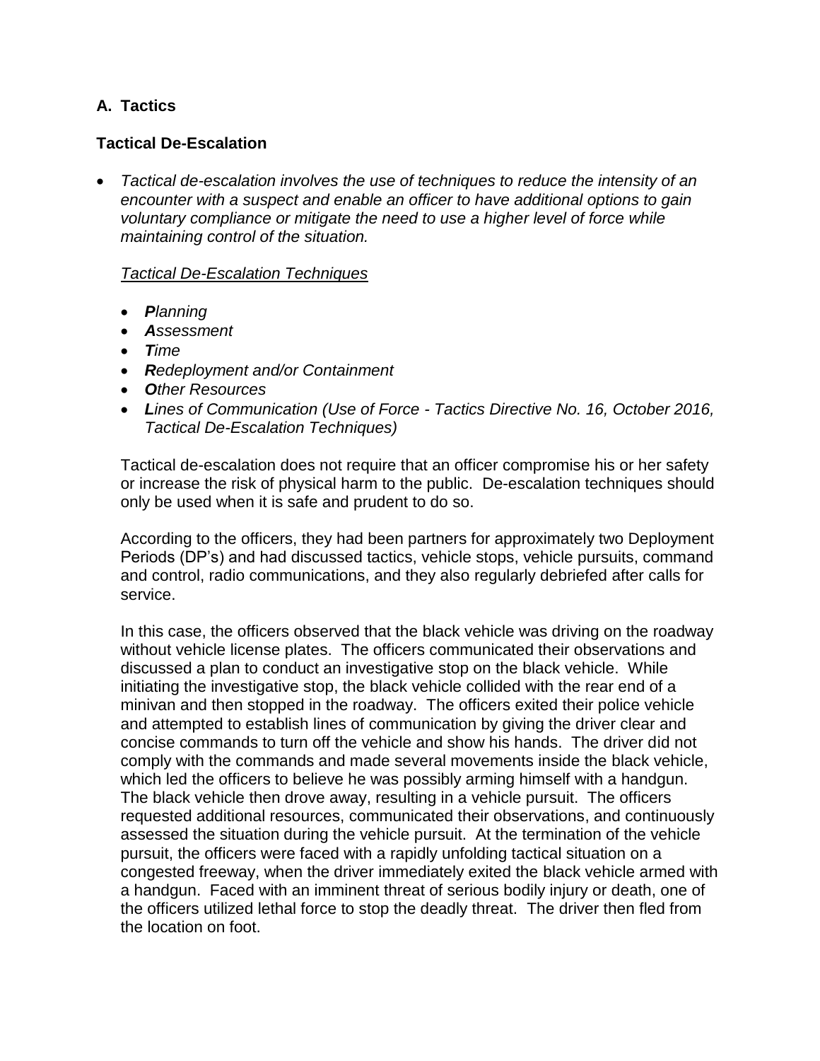## A. Tactics

### Tactical De-Escalation

- *Tactical de-escalation involves the use of techniques to reduce the intensity of an encounter with a suspect and enable an officer to have additional options to gain voluntary compliance or mitigate the need to use a higher level of force while maintaining control of the situation.*

  <u>*Tactical De-Escalation Techniques*</u>

  - ***P****lanning*
  - ***A****ssessment*
  - ***T****ime*
  - ***R****edeployment and/or Containment*
  - ***O****ther Resources*
  - ***L****ines of Communication (Use of Force - Tactics Directive No. 16, October 2016, Tactical De-Escalation Techniques)*

  Tactical de-escalation does not require that an officer compromise his or her safety or increase the risk of physical harm to the public. De-escalation techniques should only be used when it is safe and prudent to do so.

  According to the officers, they had been partners for approximately two Deployment Periods (DP's) and had discussed tactics, vehicle stops, vehicle pursuits, command and control, radio communications, and they also regularly debriefed after calls for service.

  In this case, the officers observed that the black vehicle was driving on the roadway without vehicle license plates. The officers communicated their observations and discussed a plan to conduct an investigative stop on the black vehicle. While initiating the investigative stop, the black vehicle collided with the rear end of a minivan and then stopped in the roadway. The officers exited their police vehicle and attempted to establish lines of communication by giving the driver clear and concise commands to turn off the vehicle and show his hands. The driver did not comply with the commands and made several movements inside the black vehicle, which led the officers to believe he was possibly arming himself with a handgun. The black vehicle then drove away, resulting in a vehicle pursuit. The officers requested additional resources, communicated their observations, and continuously assessed the situation during the vehicle pursuit. At the termination of the vehicle pursuit, the officers were faced with a rapidly unfolding tactical situation on a congested freeway, when the driver immediately exited the black vehicle armed with a handgun. Faced with an imminent threat of serious bodily injury or death, one of the officers utilized lethal force to stop the deadly threat. The driver then fled from the location on foot.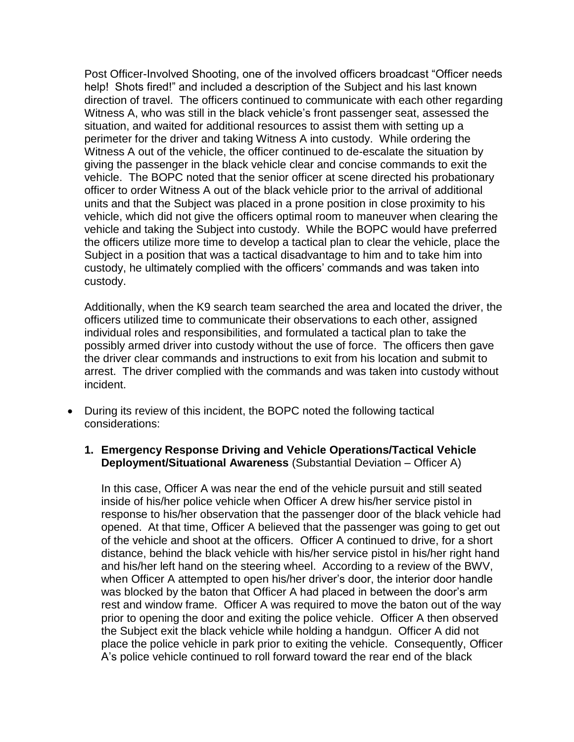Post Officer-Involved Shooting, one of the involved officers broadcast "Officer needs help! Shots fired!" and included a description of the Subject and his last known direction of travel. The officers continued to communicate with each other regarding Witness A, who was still in the black vehicle's front passenger seat, assessed the situation, and waited for additional resources to assist them with setting up a perimeter for the driver and taking Witness A into custody. While ordering the Witness A out of the vehicle, the officer continued to de-escalate the situation by giving the passenger in the black vehicle clear and concise commands to exit the vehicle. The BOPC noted that the senior officer at scene directed his probationary officer to order Witness A out of the black vehicle prior to the arrival of additional units and that the Subject was placed in a prone position in close proximity to his vehicle, which did not give the officers optimal room to maneuver when clearing the vehicle and taking the Subject into custody. While the BOPC would have preferred the officers utilize more time to develop a tactical plan to clear the vehicle, place the Subject in a position that was a tactical disadvantage to him and to take him into custody, he ultimately complied with the officers' commands and was taken into custody.

Additionally, when the K9 search team searched the area and located the driver, the officers utilized time to communicate their observations to each other, assigned individual roles and responsibilities, and formulated a tactical plan to take the possibly armed driver into custody without the use of force. The officers then gave the driver clear commands and instructions to exit from his location and submit to arrest. The driver complied with the commands and was taken into custody without incident.

- During its review of this incident, the BOPC noted the following tactical considerations:

  1. **Emergency Response Driving and Vehicle Operations/Tactical Vehicle Deployment/Situational Awareness** (Substantial Deviation – Officer A)

     In this case, Officer A was near the end of the vehicle pursuit and still seated inside of his/her police vehicle when Officer A drew his/her service pistol in response to his/her observation that the passenger door of the black vehicle had opened. At that time, Officer A believed that the passenger was going to get out of the vehicle and shoot at the officers. Officer A continued to drive, for a short distance, behind the black vehicle with his/her service pistol in his/her right hand and his/her left hand on the steering wheel. According to a review of the BWV, when Officer A attempted to open his/her driver's door, the interior door handle was blocked by the baton that Officer A had placed in between the door's arm rest and window frame. Officer A was required to move the baton out of the way prior to opening the door and exiting the police vehicle. Officer A then observed the Subject exit the black vehicle while holding a handgun. Officer A did not place the police vehicle in park prior to exiting the vehicle. Consequently, Officer A's police vehicle continued to roll forward toward the rear end of the black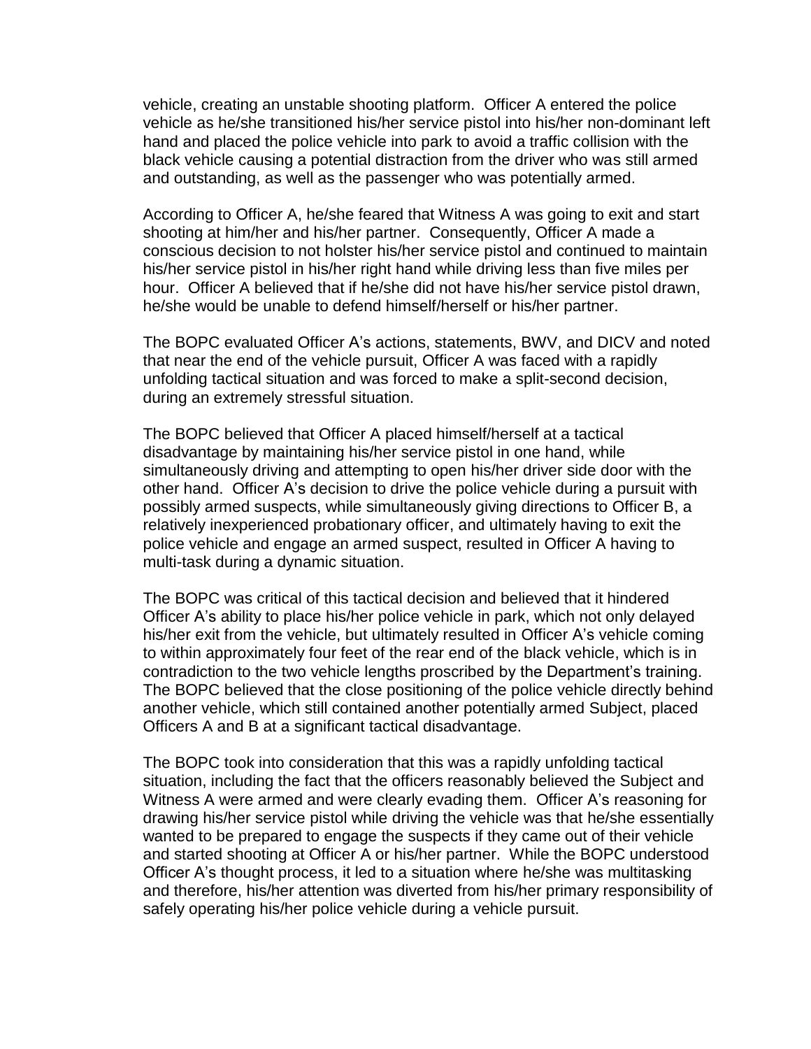vehicle, creating an unstable shooting platform. Officer A entered the police vehicle as he/she transitioned his/her service pistol into his/her non-dominant left hand and placed the police vehicle into park to avoid a traffic collision with the black vehicle causing a potential distraction from the driver who was still armed and outstanding, as well as the passenger who was potentially armed.

According to Officer A, he/she feared that Witness A was going to exit and start shooting at him/her and his/her partner. Consequently, Officer A made a conscious decision to not holster his/her service pistol and continued to maintain his/her service pistol in his/her right hand while driving less than five miles per hour. Officer A believed that if he/she did not have his/her service pistol drawn, he/she would be unable to defend himself/herself or his/her partner.

The BOPC evaluated Officer A's actions, statements, BWV, and DICV and noted that near the end of the vehicle pursuit, Officer A was faced with a rapidly unfolding tactical situation and was forced to make a split-second decision, during an extremely stressful situation.

The BOPC believed that Officer A placed himself/herself at a tactical disadvantage by maintaining his/her service pistol in one hand, while simultaneously driving and attempting to open his/her driver side door with the other hand. Officer A's decision to drive the police vehicle during a pursuit with possibly armed suspects, while simultaneously giving directions to Officer B, a relatively inexperienced probationary officer, and ultimately having to exit the police vehicle and engage an armed suspect, resulted in Officer A having to multi-task during a dynamic situation.

The BOPC was critical of this tactical decision and believed that it hindered Officer A's ability to place his/her police vehicle in park, which not only delayed his/her exit from the vehicle, but ultimately resulted in Officer A's vehicle coming to within approximately four feet of the rear end of the black vehicle, which is in contradiction to the two vehicle lengths proscribed by the Department's training. The BOPC believed that the close positioning of the police vehicle directly behind another vehicle, which still contained another potentially armed Subject, placed Officers A and B at a significant tactical disadvantage.

The BOPC took into consideration that this was a rapidly unfolding tactical situation, including the fact that the officers reasonably believed the Subject and Witness A were armed and were clearly evading them. Officer A's reasoning for drawing his/her service pistol while driving the vehicle was that he/she essentially wanted to be prepared to engage the suspects if they came out of their vehicle and started shooting at Officer A or his/her partner. While the BOPC understood Officer A's thought process, it led to a situation where he/she was multitasking and therefore, his/her attention was diverted from his/her primary responsibility of safely operating his/her police vehicle during a vehicle pursuit.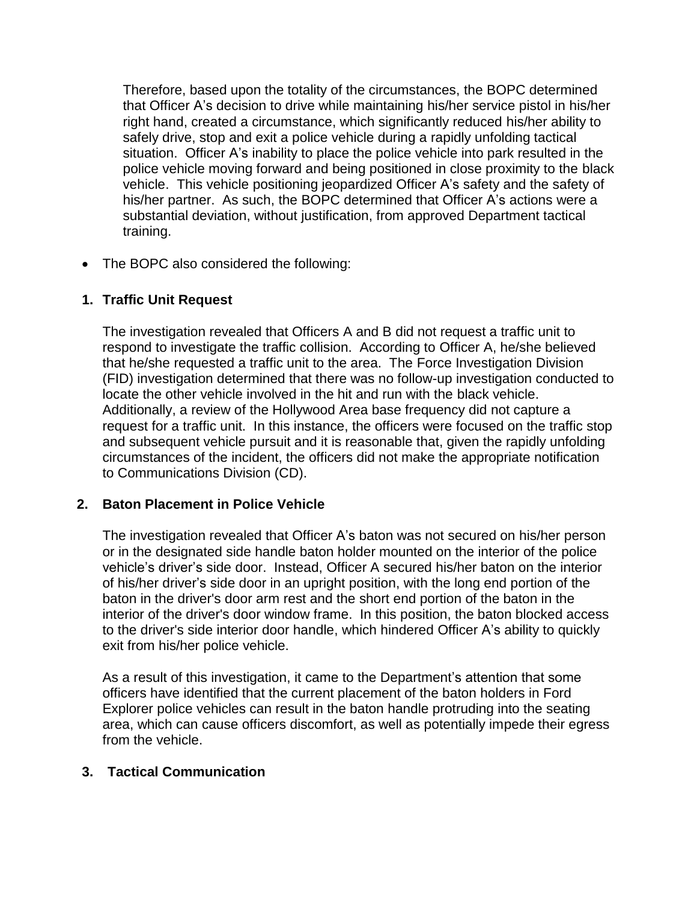Therefore, based upon the totality of the circumstances, the BOPC determined that Officer A's decision to drive while maintaining his/her service pistol in his/her right hand, created a circumstance, which significantly reduced his/her ability to safely drive, stop and exit a police vehicle during a rapidly unfolding tactical situation. Officer A's inability to place the police vehicle into park resulted in the police vehicle moving forward and being positioned in close proximity to the black vehicle. This vehicle positioning jeopardized Officer A's safety and the safety of his/her partner. As such, the BOPC determined that Officer A's actions were a substantial deviation, without justification, from approved Department tactical training.

- The BOPC also considered the following:

**1. Traffic Unit Request**

The investigation revealed that Officers A and B did not request a traffic unit to respond to investigate the traffic collision. According to Officer A, he/she believed that he/she requested a traffic unit to the area. The Force Investigation Division (FID) investigation determined that there was no follow-up investigation conducted to locate the other vehicle involved in the hit and run with the black vehicle. Additionally, a review of the Hollywood Area base frequency did not capture a request for a traffic unit. In this instance, the officers were focused on the traffic stop and subsequent vehicle pursuit and it is reasonable that, given the rapidly unfolding circumstances of the incident, the officers did not make the appropriate notification to Communications Division (CD).

**2. Baton Placement in Police Vehicle**

The investigation revealed that Officer A's baton was not secured on his/her person or in the designated side handle baton holder mounted on the interior of the police vehicle's driver's side door. Instead, Officer A secured his/her baton on the interior of his/her driver's side door in an upright position, with the long end portion of the baton in the driver's door arm rest and the short end portion of the baton in the interior of the driver's door window frame. In this position, the baton blocked access to the driver's side interior door handle, which hindered Officer A's ability to quickly exit from his/her police vehicle.

As a result of this investigation, it came to the Department's attention that some officers have identified that the current placement of the baton holders in Ford Explorer police vehicles can result in the baton handle protruding into the seating area, which can cause officers discomfort, as well as potentially impede their egress from the vehicle.

**3. Tactical Communication**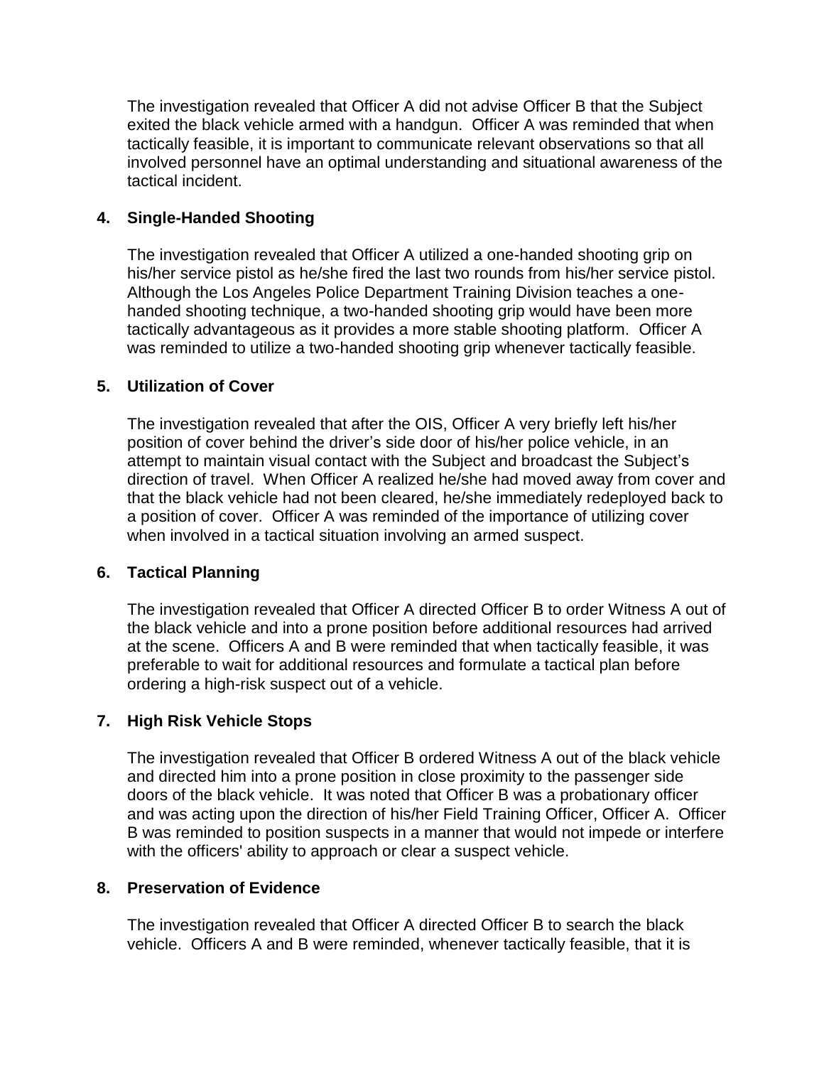The investigation revealed that Officer A did not advise Officer B that the Subject exited the black vehicle armed with a handgun. Officer A was reminded that when tactically feasible, it is important to communicate relevant observations so that all involved personnel have an optimal understanding and situational awareness of the tactical incident.

**4. Single-Handed Shooting**

The investigation revealed that Officer A utilized a one-handed shooting grip on his/her service pistol as he/she fired the last two rounds from his/her service pistol. Although the Los Angeles Police Department Training Division teaches a one-handed shooting technique, a two-handed shooting grip would have been more tactically advantageous as it provides a more stable shooting platform. Officer A was reminded to utilize a two-handed shooting grip whenever tactically feasible.

**5. Utilization of Cover**

The investigation revealed that after the OIS, Officer A very briefly left his/her position of cover behind the driver's side door of his/her police vehicle, in an attempt to maintain visual contact with the Subject and broadcast the Subject's direction of travel. When Officer A realized he/she had moved away from cover and that the black vehicle had not been cleared, he/she immediately redeployed back to a position of cover. Officer A was reminded of the importance of utilizing cover when involved in a tactical situation involving an armed suspect.

**6. Tactical Planning**

The investigation revealed that Officer A directed Officer B to order Witness A out of the black vehicle and into a prone position before additional resources had arrived at the scene. Officers A and B were reminded that when tactically feasible, it was preferable to wait for additional resources and formulate a tactical plan before ordering a high-risk suspect out of a vehicle.

**7. High Risk Vehicle Stops**

The investigation revealed that Officer B ordered Witness A out of the black vehicle and directed him into a prone position in close proximity to the passenger side doors of the black vehicle. It was noted that Officer B was a probationary officer and was acting upon the direction of his/her Field Training Officer, Officer A. Officer B was reminded to position suspects in a manner that would not impede or interfere with the officers' ability to approach or clear a suspect vehicle.

**8. Preservation of Evidence**

The investigation revealed that Officer A directed Officer B to search the black vehicle. Officers A and B were reminded, whenever tactically feasible, that it is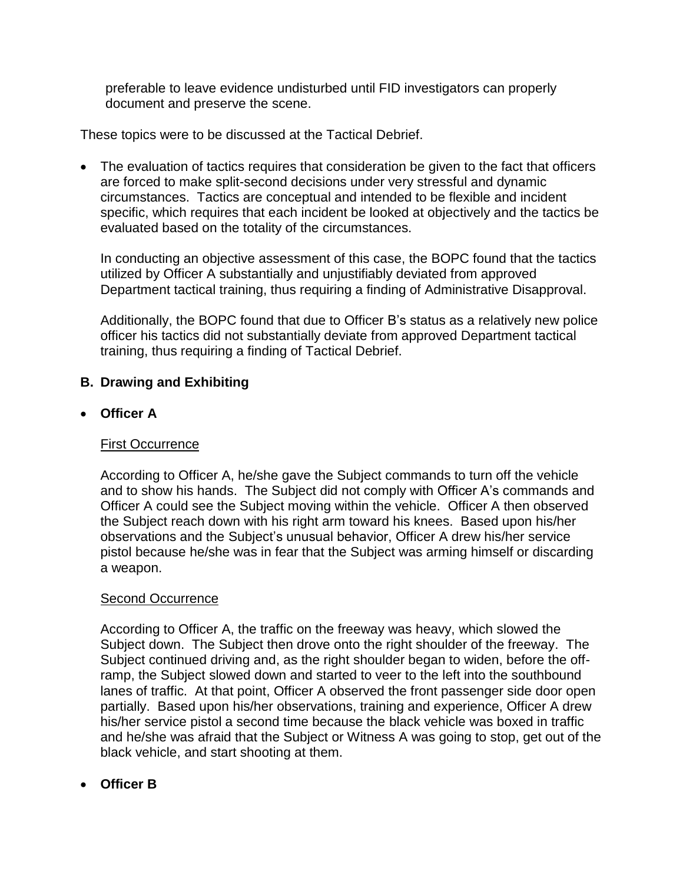preferable to leave evidence undisturbed until FID investigators can properly document and preserve the scene.

These topics were to be discussed at the Tactical Debrief.

- The evaluation of tactics requires that consideration be given to the fact that officers are forced to make split-second decisions under very stressful and dynamic circumstances. Tactics are conceptual and intended to be flexible and incident specific, which requires that each incident be looked at objectively and the tactics be evaluated based on the totality of the circumstances.

  In conducting an objective assessment of this case, the BOPC found that the tactics utilized by Officer A substantially and unjustifiably deviated from approved Department tactical training, thus requiring a finding of Administrative Disapproval.

  Additionally, the BOPC found that due to Officer B's status as a relatively new police officer his tactics did not substantially deviate from approved Department tactical training, thus requiring a finding of Tactical Debrief.

### B. Drawing and Exhibiting

- **Officer A**

  First Occurrence

  According to Officer A, he/she gave the Subject commands to turn off the vehicle and to show his hands. The Subject did not comply with Officer A's commands and Officer A could see the Subject moving within the vehicle. Officer A then observed the Subject reach down with his right arm toward his knees. Based upon his/her observations and the Subject's unusual behavior, Officer A drew his/her service pistol because he/she was in fear that the Subject was arming himself or discarding a weapon.

  Second Occurrence

  According to Officer A, the traffic on the freeway was heavy, which slowed the Subject down. The Subject then drove onto the right shoulder of the freeway. The Subject continued driving and, as the right shoulder began to widen, before the off-ramp, the Subject slowed down and started to veer to the left into the southbound lanes of traffic. At that point, Officer A observed the front passenger side door open partially. Based upon his/her observations, training and experience, Officer A drew his/her service pistol a second time because the black vehicle was boxed in traffic and he/she was afraid that the Subject or Witness A was going to stop, get out of the black vehicle, and start shooting at them.

- **Officer B**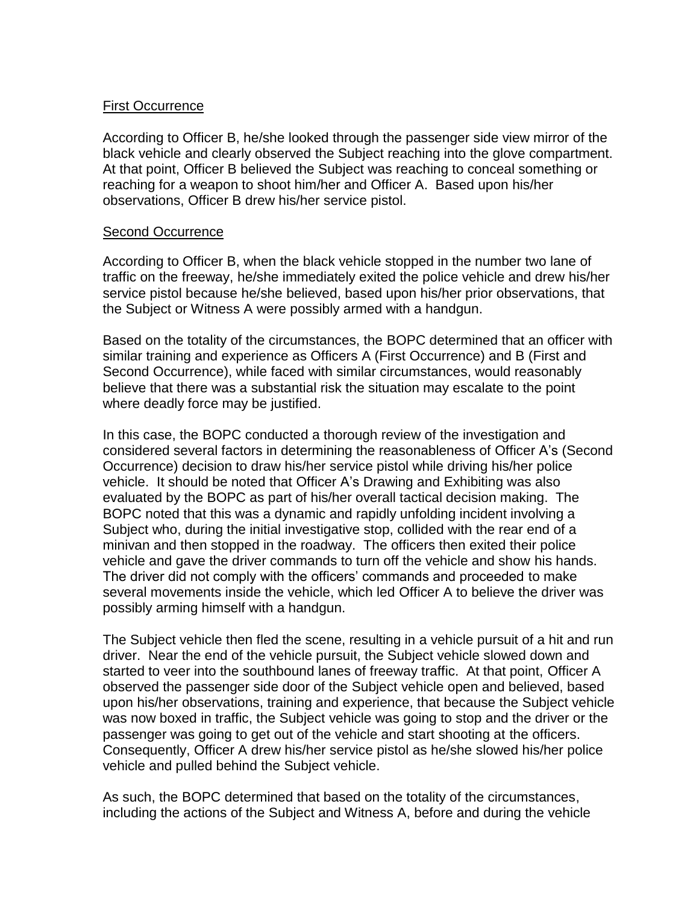First Occurrence

According to Officer B, he/she looked through the passenger side view mirror of the black vehicle and clearly observed the Subject reaching into the glove compartment. At that point, Officer B believed the Subject was reaching to conceal something or reaching for a weapon to shoot him/her and Officer A. Based upon his/her observations, Officer B drew his/her service pistol.

Second Occurrence

According to Officer B, when the black vehicle stopped in the number two lane of traffic on the freeway, he/she immediately exited the police vehicle and drew his/her service pistol because he/she believed, based upon his/her prior observations, that the Subject or Witness A were possibly armed with a handgun.

Based on the totality of the circumstances, the BOPC determined that an officer with similar training and experience as Officers A (First Occurrence) and B (First and Second Occurrence), while faced with similar circumstances, would reasonably believe that there was a substantial risk the situation may escalate to the point where deadly force may be justified.

In this case, the BOPC conducted a thorough review of the investigation and considered several factors in determining the reasonableness of Officer A's (Second Occurrence) decision to draw his/her service pistol while driving his/her police vehicle. It should be noted that Officer A's Drawing and Exhibiting was also evaluated by the BOPC as part of his/her overall tactical decision making. The BOPC noted that this was a dynamic and rapidly unfolding incident involving a Subject who, during the initial investigative stop, collided with the rear end of a minivan and then stopped in the roadway. The officers then exited their police vehicle and gave the driver commands to turn off the vehicle and show his hands. The driver did not comply with the officers' commands and proceeded to make several movements inside the vehicle, which led Officer A to believe the driver was possibly arming himself with a handgun.

The Subject vehicle then fled the scene, resulting in a vehicle pursuit of a hit and run driver. Near the end of the vehicle pursuit, the Subject vehicle slowed down and started to veer into the southbound lanes of freeway traffic. At that point, Officer A observed the passenger side door of the Subject vehicle open and believed, based upon his/her observations, training and experience, that because the Subject vehicle was now boxed in traffic, the Subject vehicle was going to stop and the driver or the passenger was going to get out of the vehicle and start shooting at the officers. Consequently, Officer A drew his/her service pistol as he/she slowed his/her police vehicle and pulled behind the Subject vehicle.

As such, the BOPC determined that based on the totality of the circumstances, including the actions of the Subject and Witness A, before and during the vehicle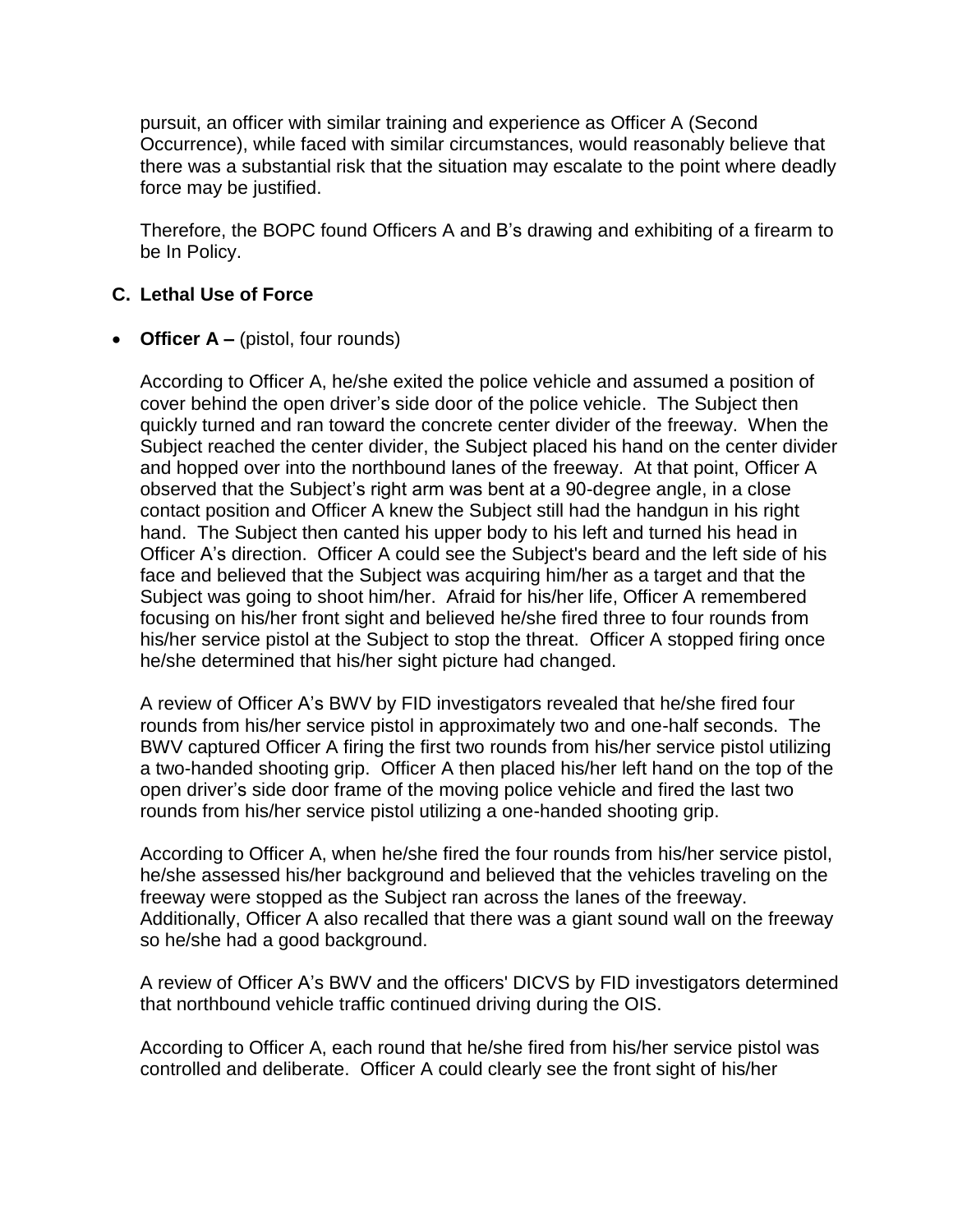pursuit, an officer with similar training and experience as Officer A (Second Occurrence), while faced with similar circumstances, would reasonably believe that there was a substantial risk that the situation may escalate to the point where deadly force may be justified.

Therefore, the BOPC found Officers A and B's drawing and exhibiting of a firearm to be In Policy.

### C. Lethal Use of Force

- **Officer A –** (pistol, four rounds)

  According to Officer A, he/she exited the police vehicle and assumed a position of cover behind the open driver's side door of the police vehicle. The Subject then quickly turned and ran toward the concrete center divider of the freeway. When the Subject reached the center divider, the Subject placed his hand on the center divider and hopped over into the northbound lanes of the freeway. At that point, Officer A observed that the Subject's right arm was bent at a 90-degree angle, in a close contact position and Officer A knew the Subject still had the handgun in his right hand. The Subject then canted his upper body to his left and turned his head in Officer A's direction. Officer A could see the Subject's beard and the left side of his face and believed that the Subject was acquiring him/her as a target and that the Subject was going to shoot him/her. Afraid for his/her life, Officer A remembered focusing on his/her front sight and believed he/she fired three to four rounds from his/her service pistol at the Subject to stop the threat. Officer A stopped firing once he/she determined that his/her sight picture had changed.

  A review of Officer A's BWV by FID investigators revealed that he/she fired four rounds from his/her service pistol in approximately two and one-half seconds. The BWV captured Officer A firing the first two rounds from his/her service pistol utilizing a two-handed shooting grip. Officer A then placed his/her left hand on the top of the open driver's side door frame of the moving police vehicle and fired the last two rounds from his/her service pistol utilizing a one-handed shooting grip.

  According to Officer A, when he/she fired the four rounds from his/her service pistol, he/she assessed his/her background and believed that the vehicles traveling on the freeway were stopped as the Subject ran across the lanes of the freeway. Additionally, Officer A also recalled that there was a giant sound wall on the freeway so he/she had a good background.

  A review of Officer A's BWV and the officers' DICVS by FID investigators determined that northbound vehicle traffic continued driving during the OIS.

  According to Officer A, each round that he/she fired from his/her service pistol was controlled and deliberate. Officer A could clearly see the front sight of his/her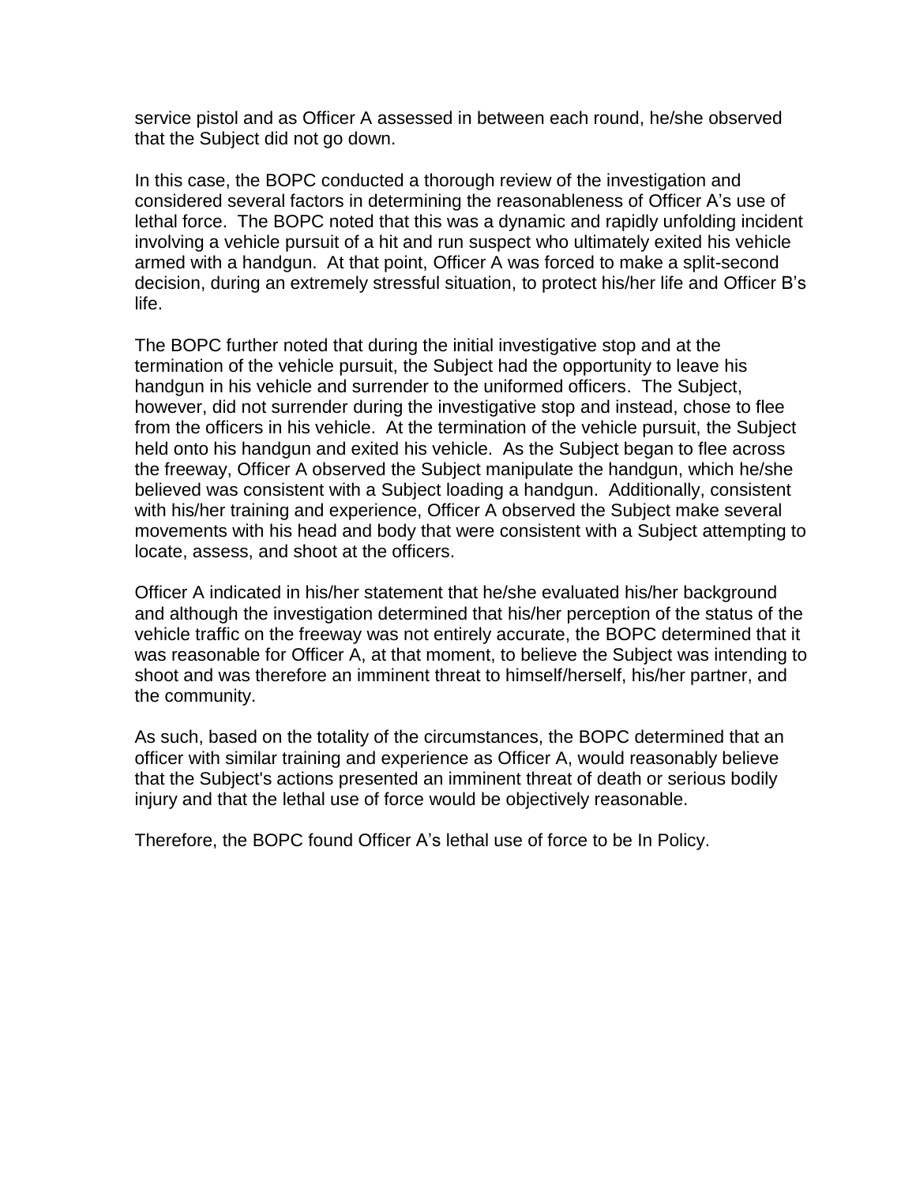service pistol and as Officer A assessed in between each round, he/she observed that the Subject did not go down.

In this case, the BOPC conducted a thorough review of the investigation and considered several factors in determining the reasonableness of Officer A's use of lethal force. The BOPC noted that this was a dynamic and rapidly unfolding incident involving a vehicle pursuit of a hit and run suspect who ultimately exited his vehicle armed with a handgun. At that point, Officer A was forced to make a split-second decision, during an extremely stressful situation, to protect his/her life and Officer B's life.

The BOPC further noted that during the initial investigative stop and at the termination of the vehicle pursuit, the Subject had the opportunity to leave his handgun in his vehicle and surrender to the uniformed officers. The Subject, however, did not surrender during the investigative stop and instead, chose to flee from the officers in his vehicle. At the termination of the vehicle pursuit, the Subject held onto his handgun and exited his vehicle. As the Subject began to flee across the freeway, Officer A observed the Subject manipulate the handgun, which he/she believed was consistent with a Subject loading a handgun. Additionally, consistent with his/her training and experience, Officer A observed the Subject make several movements with his head and body that were consistent with a Subject attempting to locate, assess, and shoot at the officers.

Officer A indicated in his/her statement that he/she evaluated his/her background and although the investigation determined that his/her perception of the status of the vehicle traffic on the freeway was not entirely accurate, the BOPC determined that it was reasonable for Officer A, at that moment, to believe the Subject was intending to shoot and was therefore an imminent threat to himself/herself, his/her partner, and the community.

As such, based on the totality of the circumstances, the BOPC determined that an officer with similar training and experience as Officer A, would reasonably believe that the Subject's actions presented an imminent threat of death or serious bodily injury and that the lethal use of force would be objectively reasonable.

Therefore, the BOPC found Officer A's lethal use of force to be In Policy.